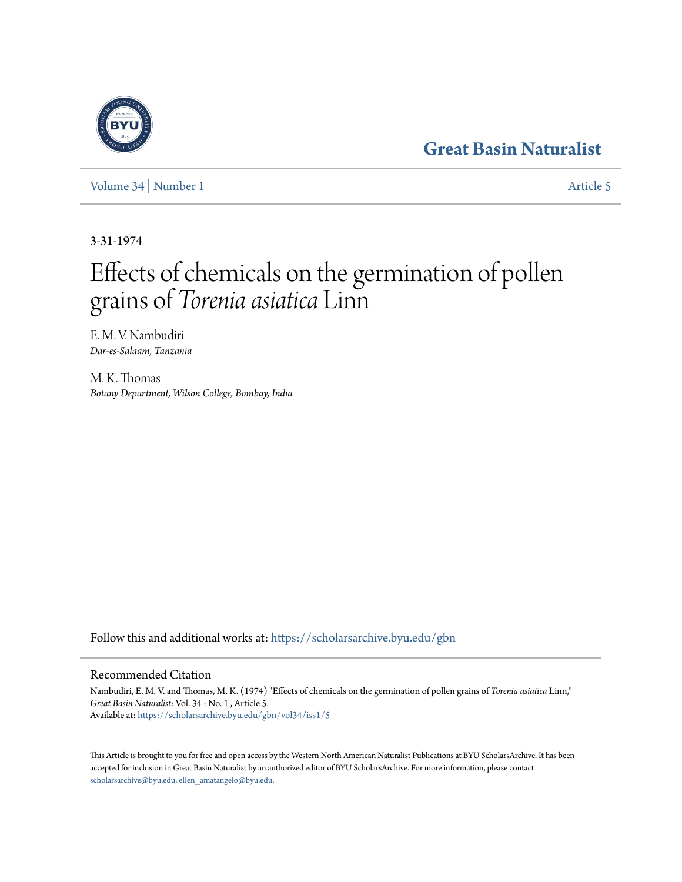# Great Basin Naturalist

Volume 34 | Number 1 | Article 5

3-31-1974

# Effects of chemicals on the germination of pollen grains of *Torenia asiatica* Linn

E. M. V. Nambudiri
*Dar-es-Salaam, Tanzania*

M. K. Thomas
*Botany Department, Wilson College, Bombay, India*

Follow this and additional works at: https://scholarsarchive.byu.edu/gbn

## Recommended Citation

Nambudiri, E. M. V. and Thomas, M. K. (1974) "Effects of chemicals on the germination of pollen grains of *Torenia asiatica* Linn," *Great Basin Naturalist*: Vol. 34 : No. 1 , Article 5.
Available at: https://scholarsarchive.byu.edu/gbn/vol34/iss1/5

This Article is brought to you for free and open access by the Western North American Naturalist Publications at BYU ScholarsArchive. It has been accepted for inclusion in Great Basin Naturalist by an authorized editor of BYU ScholarsArchive. For more information, please contact scholarsarchive@byu.edu, ellen_amatangelo@byu.edu.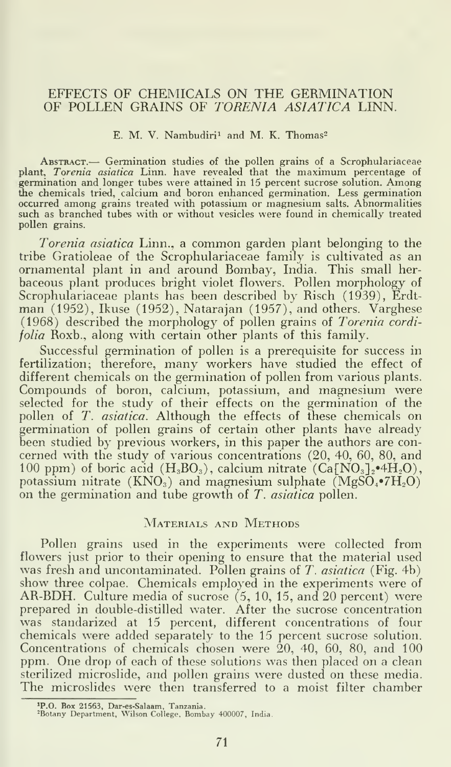# EFFECTS OF CHEMICALS ON THE GERMINATION OF POLLEN GRAINS OF *TORENIA ASIATICA* LINN.

E. M. V. Nambudiri[1] and M. K. Thomas[2]

Abstract.— Germination studies of the pollen grains of a Scrophulariaceae plant, *Torenia asiatica* Linn. have revealed that the maximum percentage of germination and longer tubes were attained in 15 percent sucrose solution. Among the chemicals tried, calcium and boron enhanced germination. Less germination occurred among grains treated with potassium or magnesium salts. Abnormalities such as branched tubes with or without vesicles were found in chemically treated pollen grains.

*Torenia asiatica* Linn., a common garden plant belonging to the tribe Gratioleae of the Scrophulariaceae family is cultivated as an ornamental plant in and around Bombay, India. This small herbaceous plant produces bright violet flowers. Pollen morphology of Scrophulariaceae plants has been described by Risch (1939), Erdtman (1952), Ikuse (1952), Natarajan (1957), and others. Varghese (1968) described the morphology of pollen grains of *Torenia cordifolia* Roxb., along with certain other plants of this family.

Successful germination of pollen is a prerequisite for success in fertilization; therefore, many workers have studied the effect of different chemicals on the germination of pollen from various plants. Compounds of boron, calcium, potassium, and magnesium were selected for the study of their effects on the germination of the pollen of *T. asiatica*. Although the effects of these chemicals on germination of pollen grains of certain other plants have already been studied by previous workers, in this paper the authors are concerned with the study of various concentrations (20, 40, 60, 80, and 100 ppm) of boric acid ($H_3BO_3$), calcium nitrate ($Ca[NO_3]_2 \cdot 4H_2O$), potassium nitrate ($KNO_3$) and magnesium sulphate ($MgSO_4 \cdot 7H_2O$) on the germination and tube growth of *T. asiatica* pollen.

## Materials and Methods

Pollen grains used in the experiments were collected from flowers just prior to their opening to ensure that the material used was fresh and uncontaminated. Pollen grains of *T. asiatica* (Fig. 4b) show three colpae. Chemicals employed in the experiments were of AR-BDH. Culture media of sucrose (5, 10, 15, and 20 percent) were prepared in double-distilled water. After the sucrose concentration was standarized at 15 percent, different concentrations of four chemicals were added separately to the 15 percent sucrose solution. Concentrations of chemicals chosen were 20, 40, 60, 80, and 100 ppm. One drop of each of these solutions was then placed on a clean sterilized microslide, and pollen grains were dusted on these media. The microslides were then transferred to a moist filter chamber

[1]P.O. Box 21563, Dar-es-Salaam, Tanzania.
[2]Botany Department, Wilson College, Bombay 400007, India.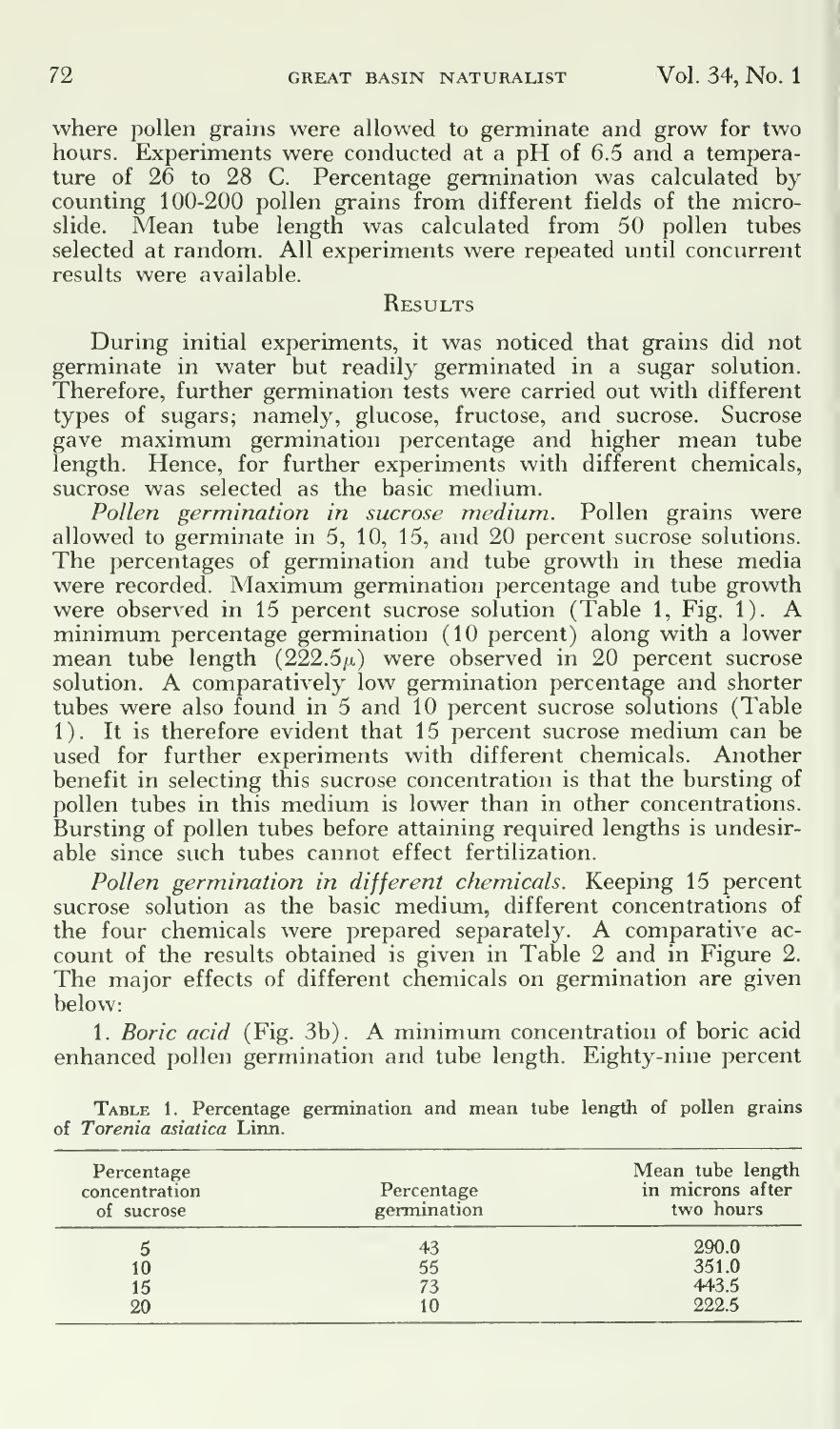where pollen grains were allowed to germinate and grow for two hours. Experiments were conducted at a pH of 6.5 and a temperature of 26 to 28 C. Percentage germination was calculated by counting 100-200 pollen grains from different fields of the microslide. Mean tube length was calculated from 50 pollen tubes selected at random. All experiments were repeated until concurrent results were available.

## Results

During initial experiments, it was noticed that grains did not germinate in water but readily germinated in a sugar solution. Therefore, further germination tests were carried out with different types of sugars; namely, glucose, fructose, and sucrose. Sucrose gave maximum germination percentage and higher mean tube length. Hence, for further experiments with different chemicals, sucrose was selected as the basic medium.

*Pollen germination in sucrose medium.* Pollen grains were allowed to germinate in 5, 10, 15, and 20 percent sucrose solutions. The percentages of germination and tube growth in these media were recorded. Maximum germination percentage and tube growth were observed in 15 percent sucrose solution (Table 1, Fig. 1). A minimum percentage germination (10 percent) along with a lower mean tube length ($222.5\mu$) were observed in 20 percent sucrose solution. A comparatively low germination percentage and shorter tubes were also found in 5 and 10 percent sucrose solutions (Table 1). It is therefore evident that 15 percent sucrose medium can be used for further experiments with different chemicals. Another benefit in selecting this sucrose concentration is that the bursting of pollen tubes in this medium is lower than in other concentrations. Bursting of pollen tubes before attaining required lengths is undesirable since such tubes cannot effect fertilization.

*Pollen germination in different chemicals.* Keeping 15 percent sucrose solution as the basic medium, different concentrations of the four chemicals were prepared separately. A comparative account of the results obtained is given in Table 2 and in Figure 2. The major effects of different chemicals on germination are given below:

1. *Boric acid* (Fig. 3b). A minimum concentration of boric acid enhanced pollen germination and tube length. Eighty-nine percent

Table 1. Percentage germination and mean tube length of pollen grains of *Torenia asiatica* Linn.

| Percentage concentration of sucrose | Percentage germination | Mean tube length in microns after two hours |
|---|---|---|
| 5 | 43 | 290.0 |
| 10 | 55 | 351.0 |
| 15 | 73 | 443.5 |
| 20 | 10 | 222.5 |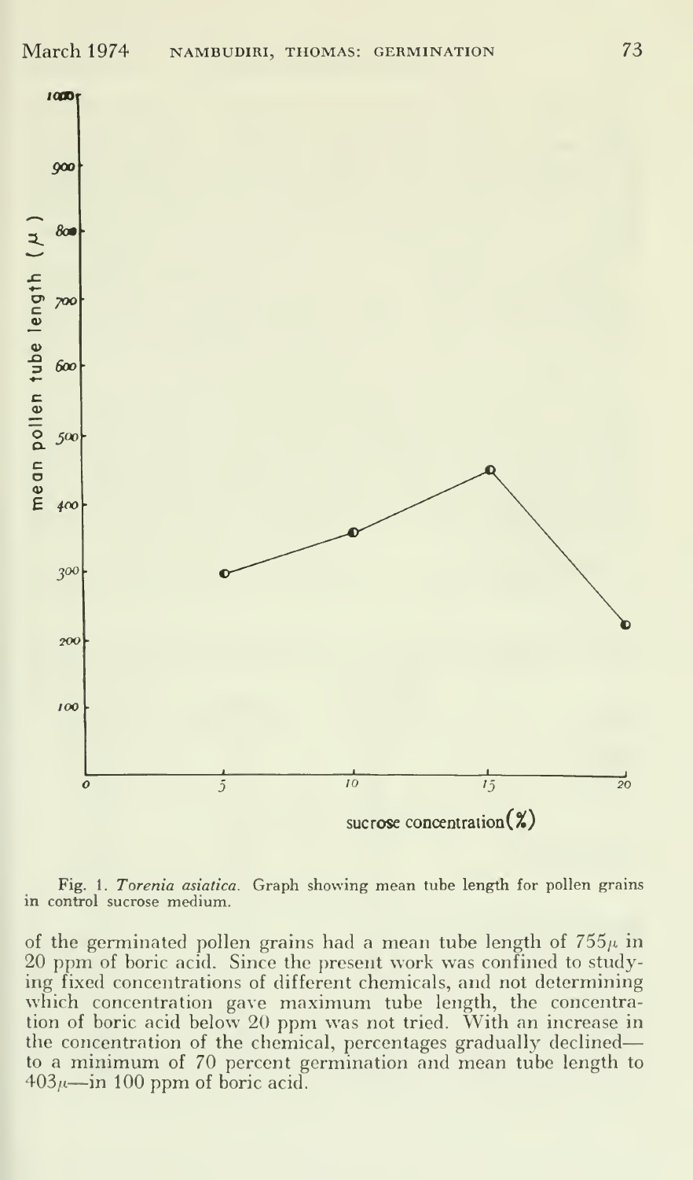Fig. 1. *Torenia asiatica.* Graph showing mean tube length for pollen grains in control sucrose medium.

of the germinated pollen grains had a mean tube length of $755\mu$ in 20 ppm of boric acid. Since the present work was confined to studying fixed concentrations of different chemicals, and not determining which concentration gave maximum tube length, the concentration of boric acid below 20 ppm was not tried. With an increase in the concentration of the chemical, percentages gradually declined—to a minimum of 70 percent germination and mean tube length to $403\mu$—in 100 ppm of boric acid.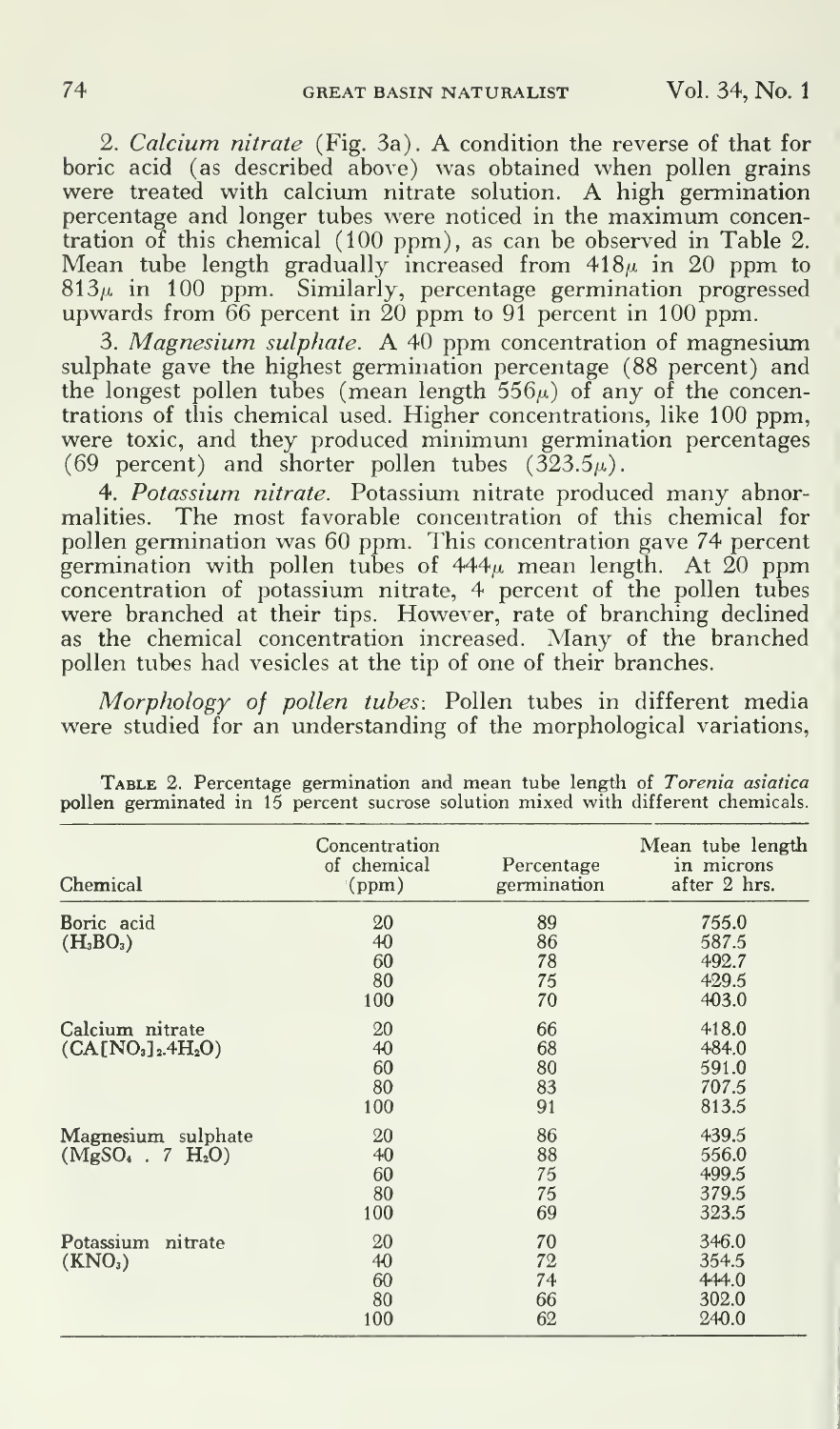2. *Calcium nitrate* (Fig. 3a). A condition the reverse of that for boric acid (as described above) was obtained when pollen grains were treated with calcium nitrate solution. A high germination percentage and longer tubes were noticed in the maximum concentration of this chemical (100 ppm), as can be observed in Table 2. Mean tube length gradually increased from 418$\mu$ in 20 ppm to 813$\mu$ in 100 ppm. Similarly, percentage germination progressed upwards from 66 percent in 20 ppm to 91 percent in 100 ppm.

3. *Magnesium sulphate.* A 40 ppm concentration of magnesium sulphate gave the highest germination percentage (88 percent) and the longest pollen tubes (mean length 556$\mu$) of any of the concentrations of this chemical used. Higher concentrations, like 100 ppm, were toxic, and they produced minimum germination percentages (69 percent) and shorter pollen tubes (323.5$\mu$).

4. *Potassium nitrate.* Potassium nitrate produced many abnormalities. The most favorable concentration of this chemical for pollen germination was 60 ppm. This concentration gave 74 percent germination with pollen tubes of 444$\mu$ mean length. At 20 ppm concentration of potassium nitrate, 4 percent of the pollen tubes were branched at their tips. However, rate of branching declined as the chemical concentration increased. Many of the branched pollen tubes had vesicles at the tip of one of their branches.

*Morphology of pollen tubes*: Pollen tubes in different media were studied for an understanding of the morphological variations,

TABLE 2. Percentage germination and mean tube length of *Torenia asiatica* pollen germinated in 15 percent sucrose solution mixed with different chemicals.

| Chemical | Concentration of chemical (ppm) | Percentage germination | Mean tube length in microns after 2 hrs. |
|---|---|---|---|
| Boric acid | 20 | 89 | 755.0 |
| ($H_3BO_3$) | 40 | 86 | 587.5 |
| | 60 | 78 | 492.7 |
| | 80 | 75 | 429.5 |
| | 100 | 70 | 403.0 |
| Calcium nitrate | 20 | 66 | 418.0 |
| ($CA[NO_3]_2.4H_2O$) | 40 | 68 | 484.0 |
| | 60 | 80 | 591.0 |
| | 80 | 83 | 707.5 |
| | 100 | 91 | 813.5 |
| Magnesium sulphate | 20 | 86 | 439.5 |
| ($MgSO_4 . 7 H_2O$) | 40 | 88 | 556.0 |
| | 60 | 75 | 499.5 |
| | 80 | 75 | 379.5 |
| | 100 | 69 | 323.5 |
| Potassium nitrate | 20 | 70 | 346.0 |
| ($KNO_3$) | 40 | 72 | 354.5 |
| | 60 | 74 | 444.0 |
| | 80 | 66 | 302.0 |
| | 100 | 62 | 240.0 |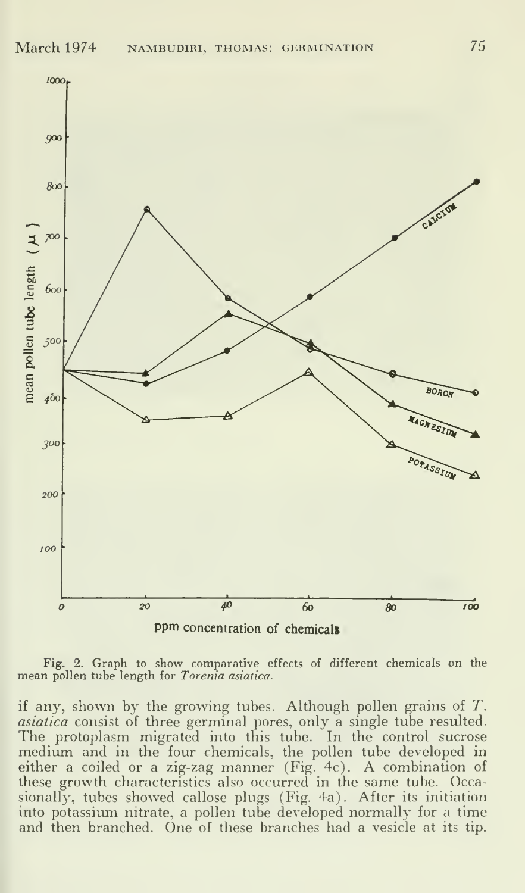Fig. 2. Graph to show comparative effects of different chemicals on the mean pollen tube length for *Torenia asiatica*.

if any, shown by the growing tubes. Although pollen grains of *T. asiatica* consist of three germinal pores, only a single tube resulted. The protoplasm migrated into this tube. In the control sucrose medium and in the four chemicals, the pollen tube developed in either a coiled or a zig-zag manner (Fig. 4c). A combination of these growth characteristics also occurred in the same tube. Occasionally, tubes showed callose plugs (Fig. 4a). After its initiation into potassium nitrate, a pollen tube developed normally for a time and then branched. One of these branches had a vesicle at its tip.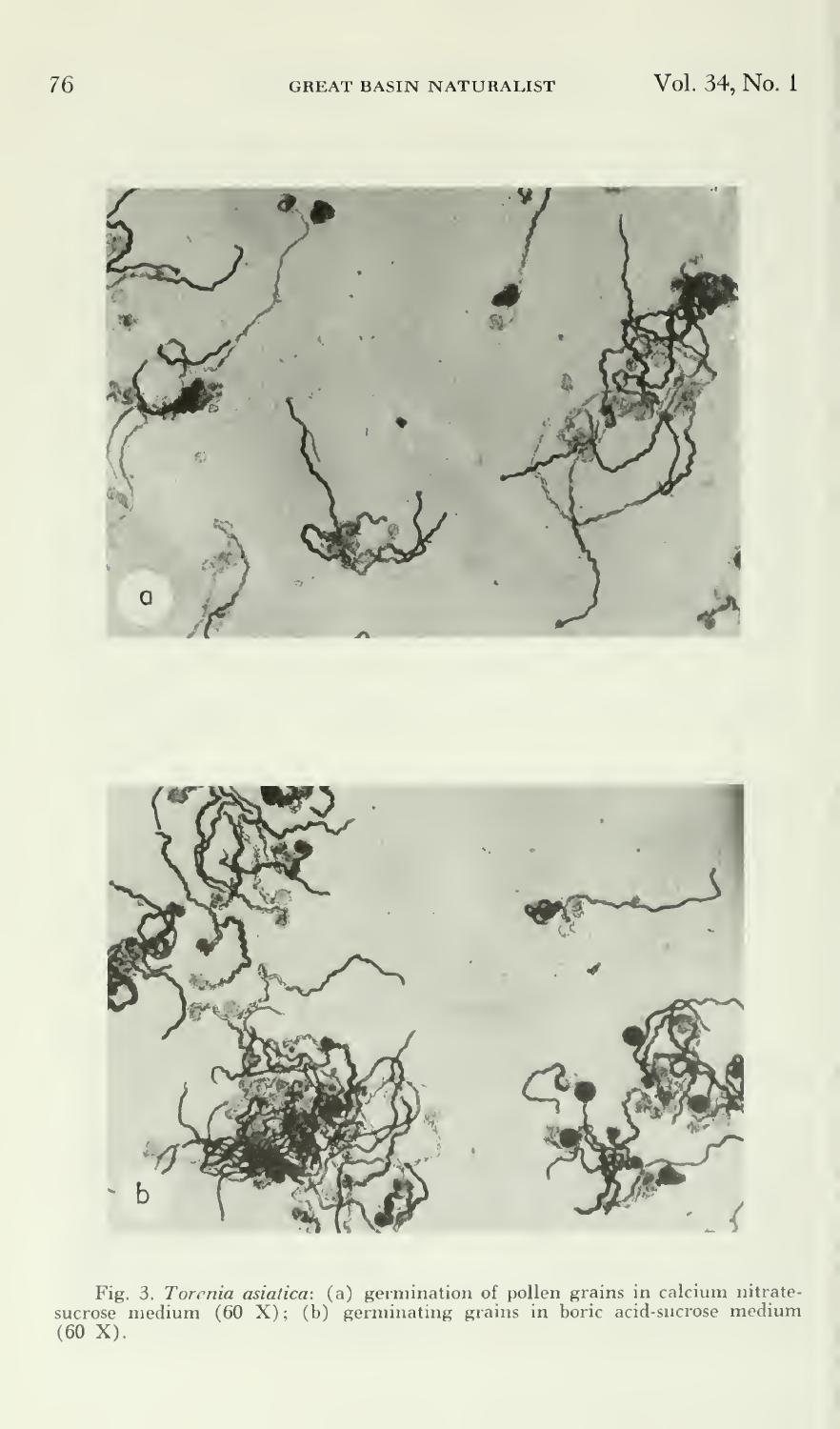Fig. 3. *Torenia asiatica*: (a) germination of pollen grains in calcium nitrate-sucrose medium (60 X); (b) germinating grains in boric acid-sucrose medium (60 X).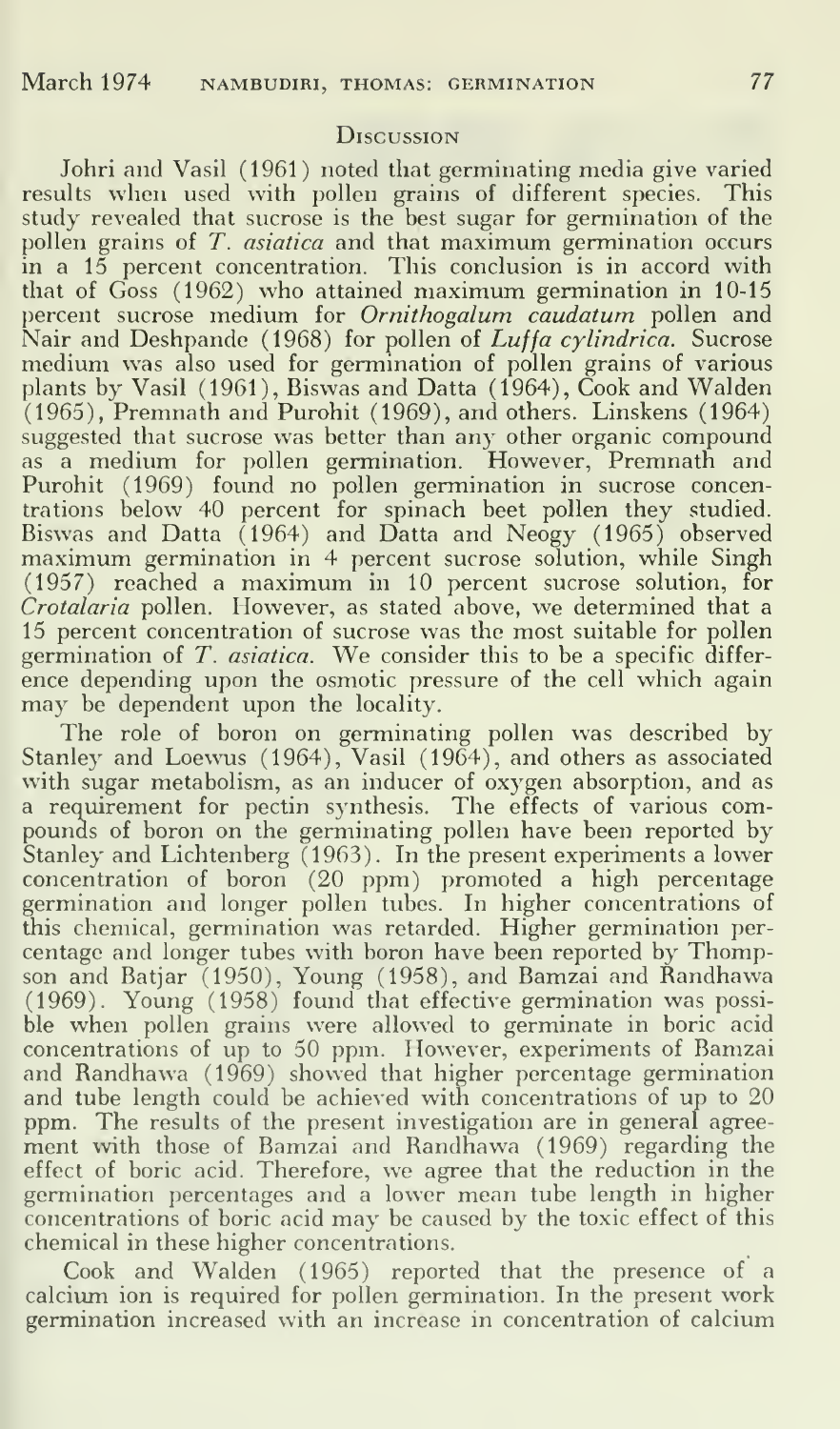## Discussion

Johri and Vasil (1961) noted that germinating media give varied results when used with pollen grains of different species. This study revealed that sucrose is the best sugar for germination of the pollen grains of *T. asiatica* and that maximum germination occurs in a 15 percent concentration. This conclusion is in accord with that of Goss (1962) who attained maximum germination in 10-15 percent sucrose medium for *Ornithogalum caudatum* pollen and Nair and Deshpande (1968) for pollen of *Luffa cylindrica*. Sucrose medium was also used for germination of pollen grains of various plants by Vasil (1961), Biswas and Datta (1964), Cook and Walden (1965), Premnath and Purohit (1969), and others. Linskens (1964) suggested that sucrose was better than any other organic compound as a medium for pollen germination. However, Premnath and Purohit (1969) found no pollen germination in sucrose concentrations below 40 percent for spinach beet pollen they studied. Biswas and Datta (1964) and Datta and Neogy (1965) observed maximum germination in 4 percent sucrose solution, while Singh (1957) reached a maximum in 10 percent sucrose solution, for *Crotalaria* pollen. However, as stated above, we determined that a 15 percent concentration of sucrose was the most suitable for pollen germination of *T. asiatica*. We consider this to be a specific difference depending upon the osmotic pressure of the cell which again may be dependent upon the locality.

The role of boron on germinating pollen was described by Stanley and Loewus (1964), Vasil (1964), and others as associated with sugar metabolism, as an inducer of oxygen absorption, and as a requirement for pectin synthesis. The effects of various compounds of boron on the germinating pollen have been reported by Stanley and Lichtenberg (1963). In the present experiments a lower concentration of boron (20 ppm) promoted a high percentage germination and longer pollen tubes. In higher concentrations of this chemical, germination was retarded. Higher germination percentage and longer tubes with boron have been reported by Thompson and Batjar (1950), Young (1958), and Bamzai and Randhawa (1969). Young (1958) found that effective germination was possible when pollen grains were allowed to germinate in boric acid concentrations of up to 50 ppm. However, experiments of Bamzai and Randhawa (1969) showed that higher percentage germination and tube length could be achieved with concentrations of up to 20 ppm. The results of the present investigation are in general agreement with those of Bamzai and Randhawa (1969) regarding the effect of boric acid. Therefore, we agree that the reduction in the germination percentages and a lower mean tube length in higher concentrations of boric acid may be caused by the toxic effect of this chemical in these higher concentrations.

Cook and Walden (1965) reported that the presence of a calcium ion is required for pollen germination. In the present work germination increased with an increase in concentration of calcium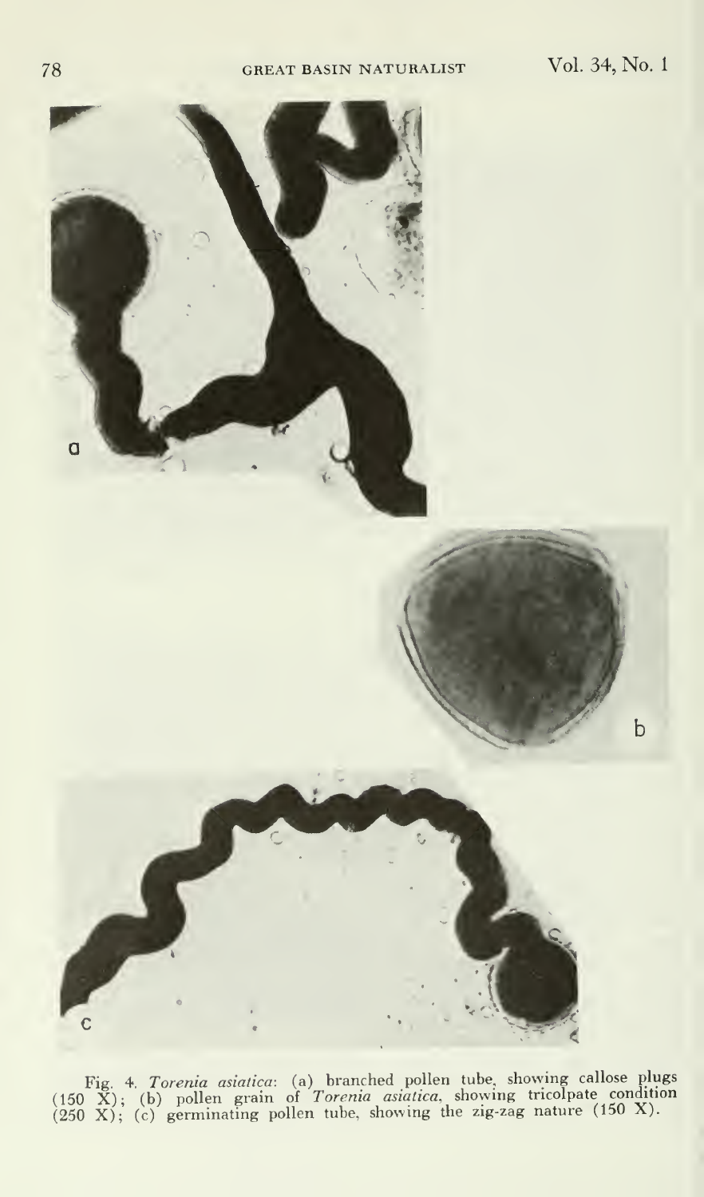Fig. 4. *Torenia asiatica*: (a) branched pollen tube, showing callose plugs (150 X); (b) pollen grain of *Torenia asiatica*, showing tricolpate condition (250 X); (c) germinating pollen tube, showing the zig-zag nature (150 X).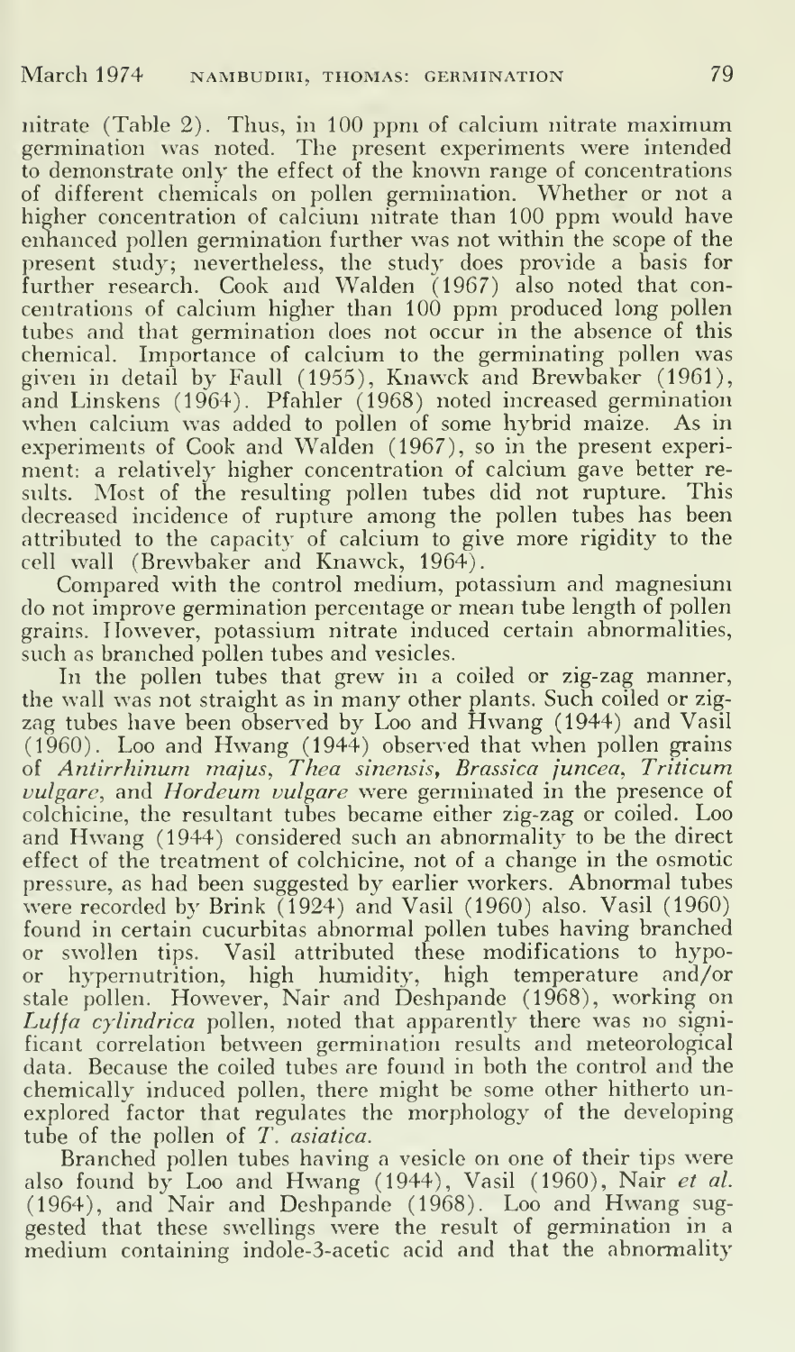nitrate (Table 2). Thus, in 100 ppm of calcium nitrate maximum germination was noted. The present experiments were intended to demonstrate only the effect of the known range of concentrations of different chemicals on pollen germination. Whether or not a higher concentration of calcium nitrate than 100 ppm would have enhanced pollen germination further was not within the scope of the present study; nevertheless, the study does provide a basis for further research. Cook and Walden (1967) also noted that concentrations of calcium higher than 100 ppm produced long pollen tubes and that germination does not occur in the absence of this chemical. Importance of calcium to the germinating pollen was given in detail by Faull (1955), Knawck and Brewbaker (1961), and Linskens (1964). Pfahler (1968) noted increased germination when calcium was added to pollen of some hybrid maize. As in experiments of Cook and Walden (1967), so in the present experiment: a relatively higher concentration of calcium gave better results. Most of the resulting pollen tubes did not rupture. This decreased incidence of rupture among the pollen tubes has been attributed to the capacity of calcium to give more rigidity to the cell wall (Brewbaker and Knawck, 1964).

Compared with the control medium, potassium and magnesium do not improve germination percentage or mean tube length of pollen grains. However, potassium nitrate induced certain abnormalities, such as branched pollen tubes and vesicles.

In the pollen tubes that grew in a coiled or zig-zag manner, the wall was not straight as in many other plants. Such coiled or zig-zag tubes have been observed by Loo and Hwang (1944) and Vasil (1960). Loo and Hwang (1944) observed that when pollen grains of *Antirrhinum majus*, *Thea sinensis*, *Brassica juncea*, *Triticum vulgare*, and *Hordeum vulgare* were germinated in the presence of colchicine, the resultant tubes became either zig-zag or coiled. Loo and Hwang (1944) considered such an abnormality to be the direct effect of the treatment of colchicine, not of a change in the osmotic pressure, as had been suggested by earlier workers. Abnormal tubes were recorded by Brink (1924) and Vasil (1960) also. Vasil (1960) found in certain cucurbitas abnormal pollen tubes having branched or swollen tips. Vasil attributed these modifications to hypo- or hypernutrition, high humidity, high temperature and/or stale pollen. However, Nair and Deshpande (1968), working on *Luffa cylindrica* pollen, noted that apparently there was no significant correlation between germination results and meteorological data. Because the coiled tubes are found in both the control and the chemically induced pollen, there might be some other hitherto unexplored factor that regulates the morphology of the developing tube of the pollen of *T. asiatica*.

Branched pollen tubes having a vesicle on one of their tips were also found by Loo and Hwang (1944), Vasil (1960), Nair *et al.* (1964), and Nair and Deshpande (1968). Loo and Hwang suggested that these swellings were the result of germination in a medium containing indole-3-acetic acid and that the abnormality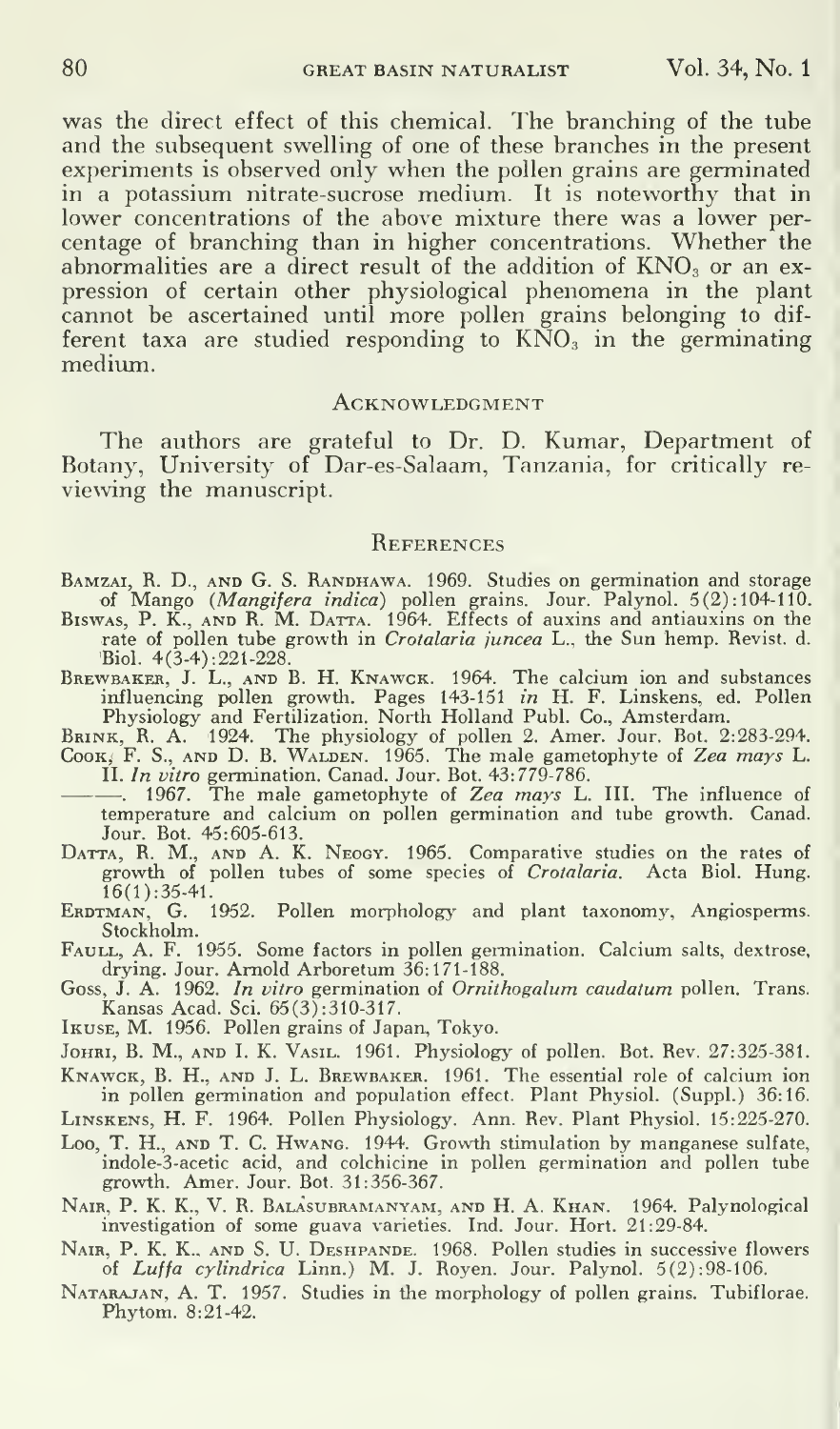was the direct effect of this chemical. The branching of the tube and the subsequent swelling of one of these branches in the present experiments is observed only when the pollen grains are germinated in a potassium nitrate-sucrose medium. It is noteworthy that in lower concentrations of the above mixture there was a lower percentage of branching than in higher concentrations. Whether the abnormalities are a direct result of the addition of $KNO_3$ or an expression of certain other physiological phenomena in the plant cannot be ascertained until more pollen grains belonging to different taxa are studied responding to $KNO_3$ in the germinating medium.

## Acknowledgment

The authors are grateful to Dr. D. Kumar, Department of Botany, University of Dar-es-Salaam, Tanzania, for critically reviewing the manuscript.

## References

Bamzai, R. D., and G. S. Randhawa. 1969. Studies on germination and storage of Mango (*Mangifera indica*) pollen grains. Jour. Palynol. 5(2):104-110.

Biswas, P. K., and R. M. Datta. 1964. Effects of auxins and antiauxins on the rate of pollen tube growth in *Crotalaria juncea* L., the Sun hemp. Revist. d. Biol. 4(3-4):221-228.

Brewbaker, J. L., and B. H. Knawck. 1964. The calcium ion and substances influencing pollen growth. Pages 143-151 *in* H. F. Linskens, ed. Pollen Physiology and Fertilization. North Holland Publ. Co., Amsterdam.

Brink, R. A. 1924. The physiology of pollen 2. Amer. Jour. Bot. 2:283-294.

Cook, F. S., and D. B. Walden. 1965. The male gametophyte of *Zea mays* L. II. *In vitro* germination. Canad. Jour. Bot. 43:779-786.

———. 1967. The male gametophyte of *Zea mays* L. III. The influence of temperature and calcium on pollen germination and tube growth. Canad. Jour. Bot. 45:605-613.

Datta, R. M., and A. K. Neogy. 1965. Comparative studies on the rates of growth of pollen tubes of some species of *Crotalaria*. Acta Biol. Hung. 16(1):35-41.

Erdtman, G. 1952. Pollen morphology and plant taxonomy, Angiosperms. Stockholm.

Faull, A. F. 1955. Some factors in pollen germination. Calcium salts, dextrose, drying. Jour. Arnold Arboretum 36:171-188.

Goss, J. A. 1962. *In vitro* germination of *Ornithogalum caudatum* pollen. Trans. Kansas Acad. Sci. 65(3):310-317.

Ikuse, M. 1956. Pollen grains of Japan, Tokyo.

Johri, B. M., and I. K. Vasil. 1961. Physiology of pollen. Bot. Rev. 27:325-381.

Knawck, B. H., and J. L. Brewbaker. 1961. The essential role of calcium ion in pollen germination and population effect. Plant Physiol. (Suppl.) 36:16.

Linskens, H. F. 1964. Pollen Physiology. Ann. Rev. Plant Physiol. 15:225-270.

Loo, T. H., and T. C. Hwang. 1944. Growth stimulation by manganese sulfate, indole-3-acetic acid, and colchicine in pollen germination and pollen tube growth. Amer. Jour. Bot. 31:356-367.

Nair, P. K. K., V. R. Balasubramanyam, and H. A. Khan. 1964. Palynological investigation of some guava varieties. Ind. Jour. Hort. 21:29-84.

Nair, P. K. K., and S. U. Deshpande. 1968. Pollen studies in successive flowers of *Luffa cylindrica* Linn.) M. J. Royen. Jour. Palynol. 5(2):98-106.

Natarajan, A. T. 1957. Studies in the morphology of pollen grains. Tubiflorae. Phytom. 8:21-42.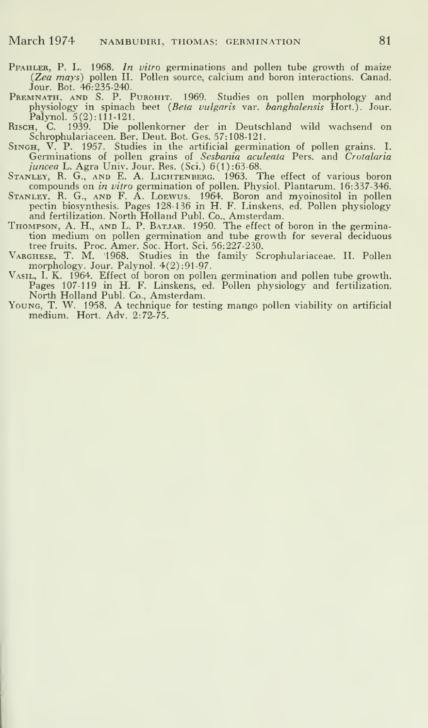Pfahler, P. L. 1968. *In vitro* germinations and pollen tube growth of maize (*Zea mays*) pollen II. Pollen source, calcium and boron interactions. Canad. Jour. Bot. 46:235-240.

Premnath, and S. P. Purohit. 1969. Studies on pollen morphology and physiology in spinach beet (*Beta vulgaris* var. *banghalensis* Hort.). Jour. Palynol. 5(2):111-121.

Risch, C. 1939. Die pollenkorner der in Deutschland wild wachsend on Schrophulariaceen. Ber. Deut. Bot. Ges. 57:108-121.

Singh, V. P. 1957. Studies in the artificial germination of pollen grains. I. Germinations of pollen grains of *Sesbania aculeata* Pers. and *Crotalaria juncea* L. Agra Univ. Jour. Res. (Sci.) 6(1):63-68.

Stanley, R. G., and E. A. Lichtenberg. 1963. The effect of various boron compounds on *in vitro* germination of pollen. Physiol. Plantarum. 16:337-346.

Stanley, R. G., and F. A. Loewus. 1964. Boron and myoinositol in pollen pectin biosynthesis. Pages 128-136 in H. F. Linskens, ed. Pollen physiology and fertilization. North Holland Publ. Co., Amsterdam.

Thompson, A. H., and L. P. Batjar. 1950. The effect of boron in the germination medium on pollen germination and tube growth for several deciduous tree fruits. Proc. Amer. Soc. Hort. Sci. 56:227-230.

Varghese, T. M. 1968. Studies in the family Scrophulariaceae. II. Pollen morphology. Jour. Palynol. 4(2):91-97.

Vasil, I. K. 1964. Effect of boron on pollen germination and pollen tube growth. Pages 107-119 in H. F. Linskens, ed. Pollen physiology and fertilization. North Holland Publ. Co., Amsterdam.

Young, T. W. 1958. A technique for testing mango pollen viability on artificial medium. Hort. Adv. 2:72-75.